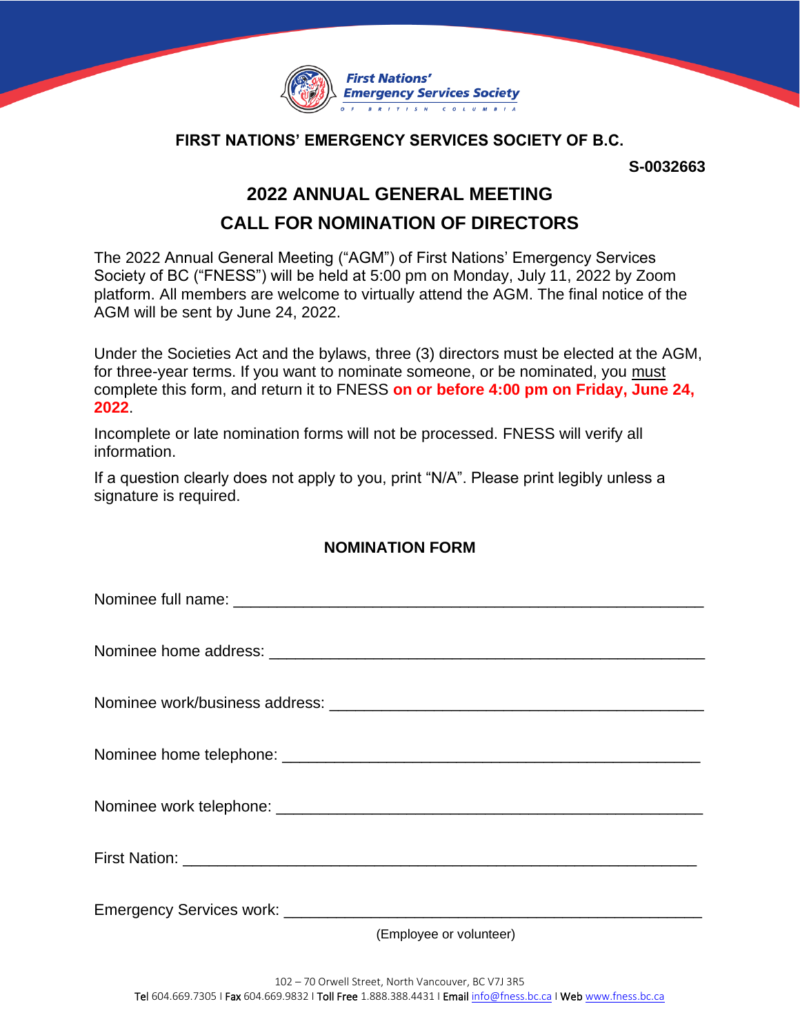First Nations' Emergency Services Society of British Columbia

**FIRST NATIONS' EMERGENCY SERVICES SOCIETY OF B.C.**

**S-0032663**

# 2022 ANNUAL GENERAL MEETING

# CALL FOR NOMINATION OF DIRECTORS

The 2022 Annual General Meeting ("AGM") of First Nations' Emergency Services Society of BC ("FNESS") will be held at 5:00 pm on Monday, July 11, 2022 by Zoom platform. All members are welcome to virtually attend the AGM. The final notice of the AGM will be sent by June 24, 2022.

Under the Societies Act and the bylaws, three (3) directors must be elected at the AGM, for three-year terms. If you want to nominate someone, or be nominated, you must complete this form, and return it to FNESS **on or before 4:00 pm on Friday, June 24, 2022**.

Incomplete or late nomination forms will not be processed. FNESS will verify all information.

If a question clearly does not apply to you, print "N/A". Please print legibly unless a signature is required.

## NOMINATION FORM

Nominee full name: ______________________________________________________

Nominee home address: ___________________________________________________

Nominee work/business address: ___________________________________________

Nominee home telephone: _________________________________________________

Nominee work telephone: _________________________________________________

First Nation: _________________________________________________________

Emergency Services work: _________________________________________________
(Employee or volunteer)

102 – 70 Orwell Street, North Vancouver, BC V7J 3R5
Tel 604.669.7305 I Fax 604.669.9832 I Toll Free 1.888.388.4431 I Email info@fness.bc.ca I Web www.fness.bc.ca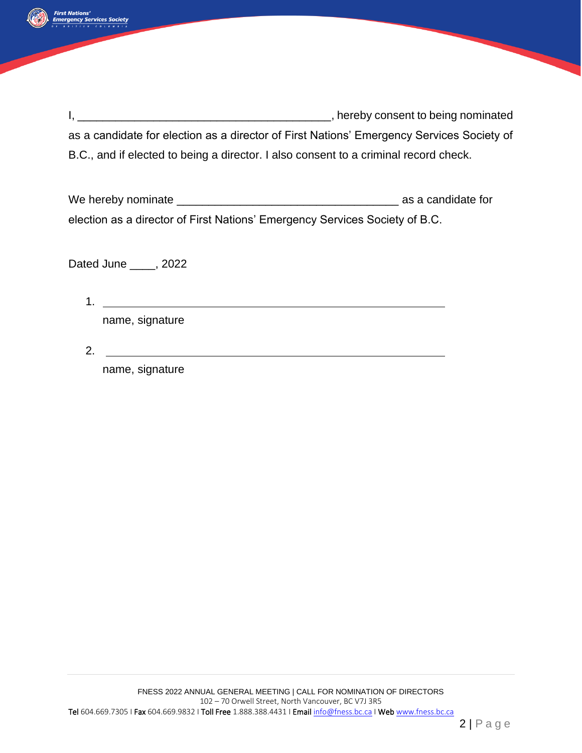I, _________________________________________, hereby consent to being nominated as a candidate for election as a director of First Nations' Emergency Services Society of B.C., and if elected to being a director. I also consent to a criminal record check.

We hereby nominate ____________________________________ as a candidate for election as a director of First Nations' Emergency Services Society of B.C.

Dated June ____, 2022

1. ______________________________________________________

   name, signature

2. ______________________________________________________

   name, signature